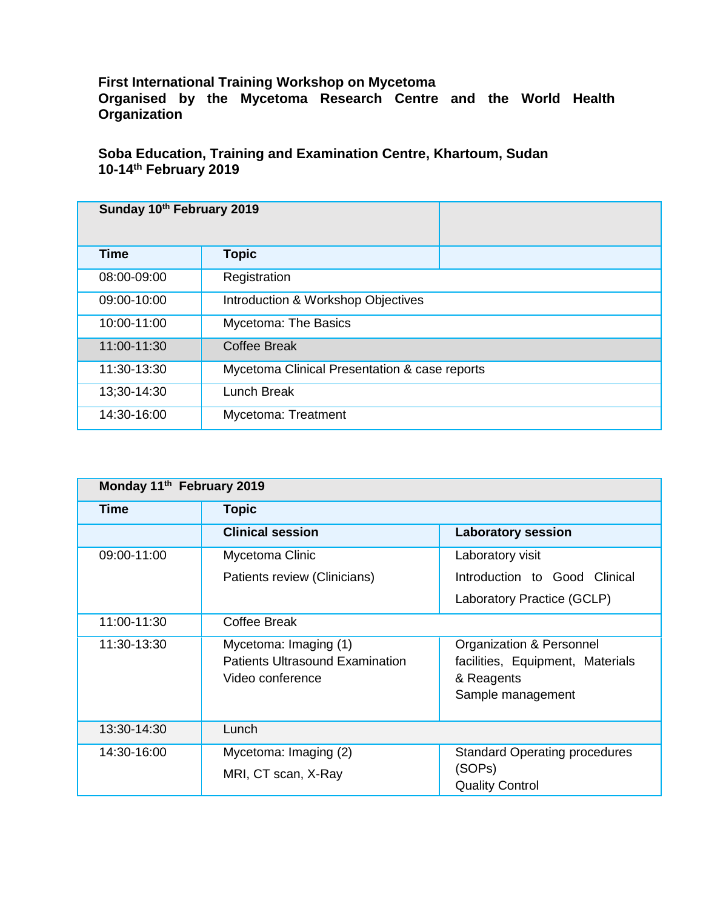**First International Training Workshop on Mycetoma**
**Organised by the Mycetoma Research Centre and the World Health Organization**

**Soba Education, Training and Examination Centre, Khartoum, Sudan**
**10-14th February 2019**

| **Sunday 10th February 2019** | | |
|---|---|---|
| **Time** | **Topic** | |
| 08:00-09:00 | Registration | |
| 09:00-10:00 | Introduction & Workshop Objectives | |
| 10:00-11:00 | Mycetoma: The Basics | |
| 11:00-11:30 | Coffee Break | |
| 11:30-13:30 | Mycetoma Clinical Presentation & case reports | |
| 13;30-14:30 | Lunch Break | |
| 14:30-16:00 | Mycetoma: Treatment | |

| **Monday 11th February 2019** | | |
|---|---|---|
| **Time** | **Topic** | |
| | **Clinical session** | **Laboratory session** |
| 09:00-11:00 | Mycetoma Clinic<br>Patients review (Clinicians) | Laboratory visit<br>Introduction to Good Clinical Laboratory Practice (GCLP) |
| 11:00-11:30 | Coffee Break | |
| 11:30-13:30 | Mycetoma: Imaging (1)<br>Patients Ultrasound Examination<br>Video conference | Organization & Personnel facilities, Equipment, Materials & Reagents<br>Sample management |
| 13:30-14:30 | Lunch | |
| 14:30-16:00 | Mycetoma: Imaging (2)<br>MRI, CT scan, X-Ray | Standard Operating procedures (SOPs)<br>Quality Control |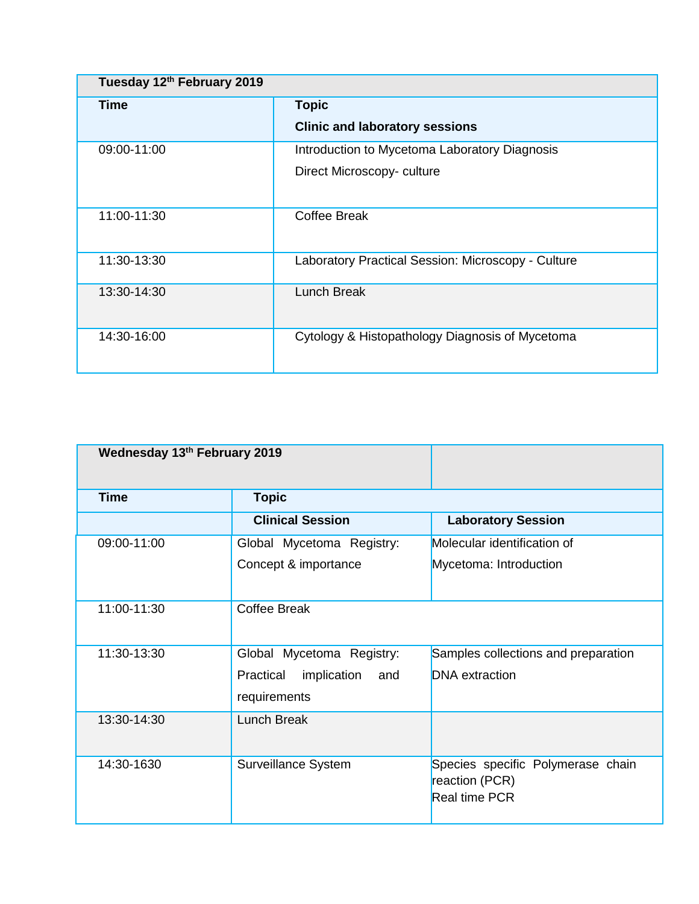| Tuesday 12th February 2019 | |
|---|---|
| **Time** | **Topic**<br>**Clinic and laboratory sessions** |
| 09:00-11:00 | Introduction to Mycetoma Laboratory Diagnosis<br>Direct Microscopy- culture |
| 11:00-11:30 | Coffee Break |
| 11:30-13:30 | Laboratory Practical Session: Microscopy - Culture |
| 13:30-14:30 | Lunch Break |
| 14:30-16:00 | Cytology & Histopathology Diagnosis of Mycetoma |

| Wednesday 13th February 2019 | | |
|---|---|---|
| **Time** | **Topic** | |
| | **Clinical Session** | **Laboratory Session** |
| 09:00-11:00 | Global Mycetoma Registry: Concept & importance | Molecular identification of Mycetoma: Introduction |
| 11:00-11:30 | Coffee Break | |
| 11:30-13:30 | Global Mycetoma Registry: Practical implication and requirements | Samples collections and preparation<br>DNA extraction |
| 13:30-14:30 | Lunch Break | |
| 14:30-1630 | Surveillance System | Species specific Polymerase chain reaction (PCR)<br>Real time PCR |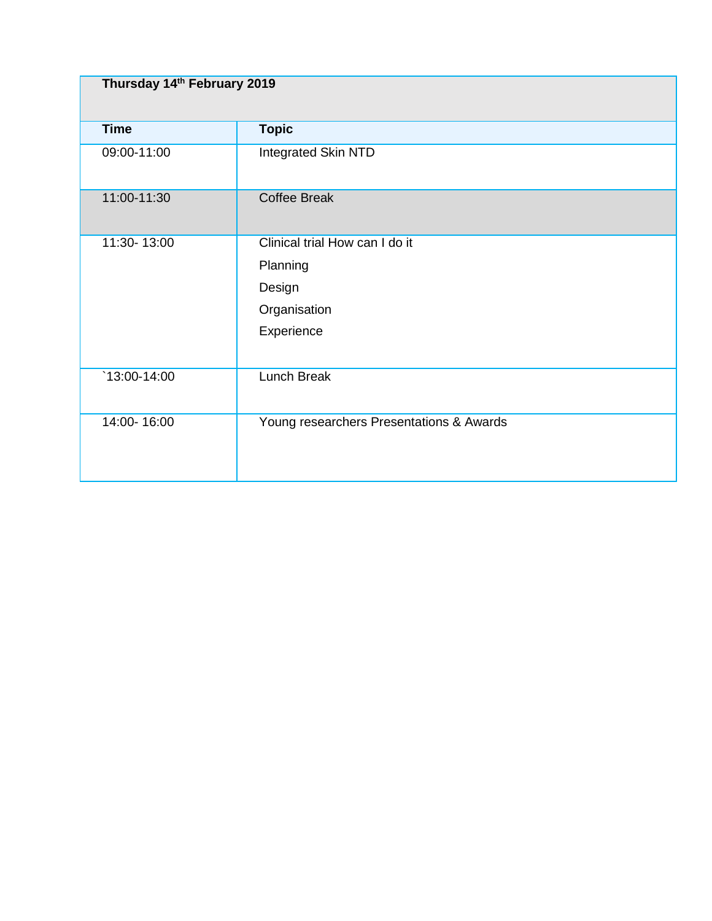| Thursday 14th February 2019 | |
|---|---|
| **Time** | **Topic** |
| 09:00-11:00 | Integrated Skin NTD |
| 11:00-11:30 | Coffee Break |
| 11:30- 13:00 | Clinical trial How can I do it<br>Planning<br>Design<br>Organisation<br>Experience |
| `13:00-14:00 | Lunch Break |
| 14:00- 16:00 | Young researchers Presentations & Awards |